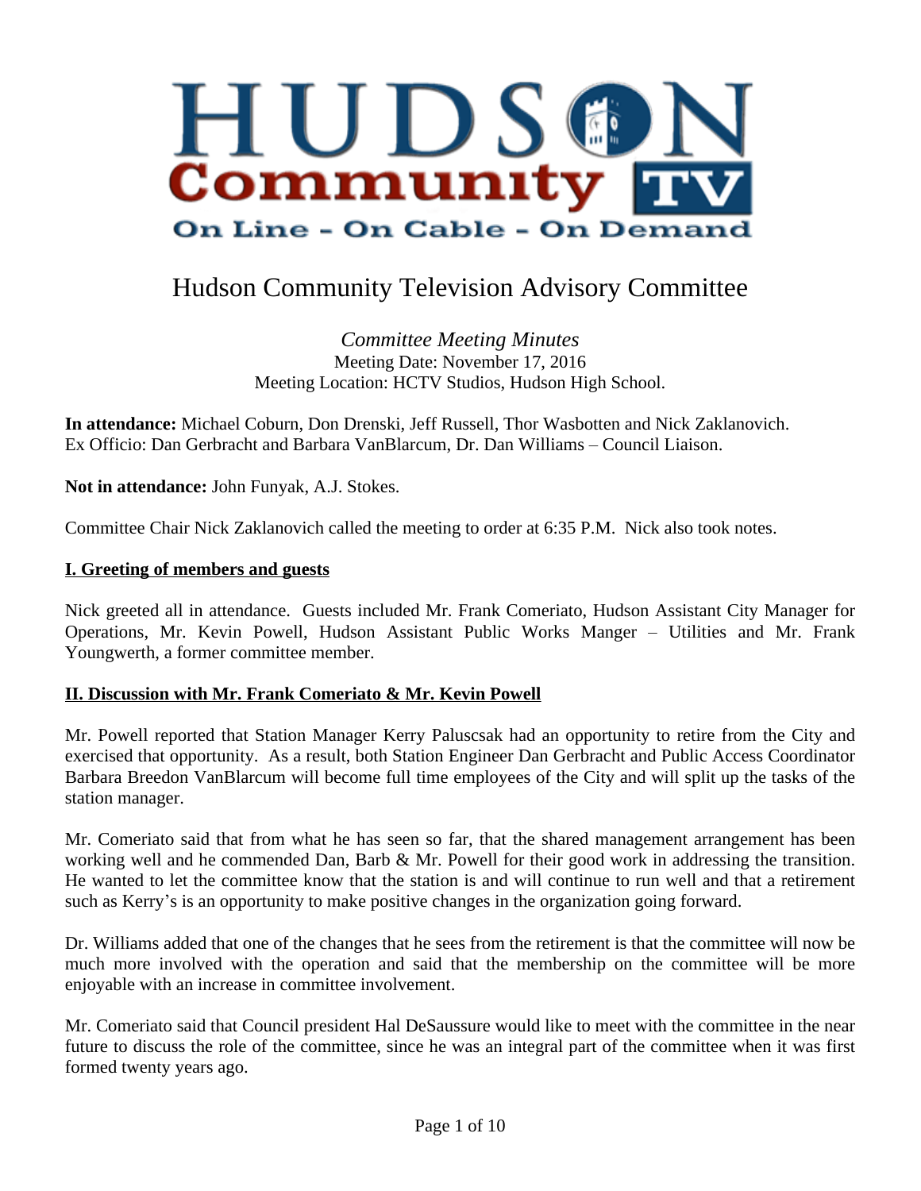HUDSON Community TV

On Line - On Cable - On Demand

# Hudson Community Television Advisory Committee

*Committee Meeting Minutes*
Meeting Date: November 17, 2016
Meeting Location: HCTV Studios, Hudson High School.

**In attendance:** Michael Coburn, Don Drenski, Jeff Russell, Thor Wasbotten and Nick Zaklanovich.
Ex Officio: Dan Gerbracht and Barbara VanBlarcum, Dr. Dan Williams – Council Liaison.

**Not in attendance:** John Funyak, A.J. Stokes.

Committee Chair Nick Zaklanovich called the meeting to order at 6:35 P.M. Nick also took notes.

## I. Greeting of members and guests

Nick greeted all in attendance. Guests included Mr. Frank Comeriato, Hudson Assistant City Manager for Operations, Mr. Kevin Powell, Hudson Assistant Public Works Manger – Utilities and Mr. Frank Youngwerth, a former committee member.

## II. Discussion with Mr. Frank Comeriato & Mr. Kevin Powell

Mr. Powell reported that Station Manager Kerry Paluscsak had an opportunity to retire from the City and exercised that opportunity. As a result, both Station Engineer Dan Gerbracht and Public Access Coordinator Barbara Breedon VanBlarcum will become full time employees of the City and will split up the tasks of the station manager.

Mr. Comeriato said that from what he has seen so far, that the shared management arrangement has been working well and he commended Dan, Barb & Mr. Powell for their good work in addressing the transition. He wanted to let the committee know that the station is and will continue to run well and that a retirement such as Kerry's is an opportunity to make positive changes in the organization going forward.

Dr. Williams added that one of the changes that he sees from the retirement is that the committee will now be much more involved with the operation and said that the membership on the committee will be more enjoyable with an increase in committee involvement.

Mr. Comeriato said that Council president Hal DeSaussure would like to meet with the committee in the near future to discuss the role of the committee, since he was an integral part of the committee when it was first formed twenty years ago.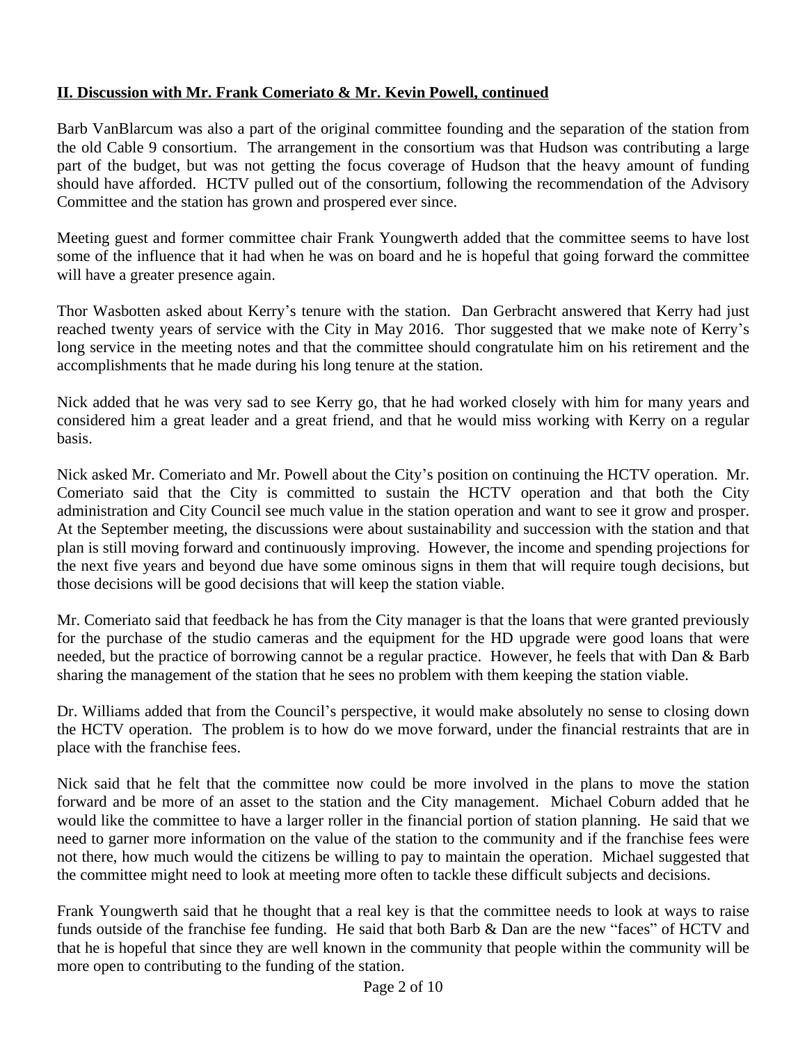## II. Discussion with Mr. Frank Comeriato & Mr. Kevin Powell, continued

Barb VanBlarcum was also a part of the original committee founding and the separation of the station from the old Cable 9 consortium. The arrangement in the consortium was that Hudson was contributing a large part of the budget, but was not getting the focus coverage of Hudson that the heavy amount of funding should have afforded. HCTV pulled out of the consortium, following the recommendation of the Advisory Committee and the station has grown and prospered ever since.

Meeting guest and former committee chair Frank Youngwerth added that the committee seems to have lost some of the influence that it had when he was on board and he is hopeful that going forward the committee will have a greater presence again.

Thor Wasbotten asked about Kerry's tenure with the station. Dan Gerbracht answered that Kerry had just reached twenty years of service with the City in May 2016. Thor suggested that we make note of Kerry's long service in the meeting notes and that the committee should congratulate him on his retirement and the accomplishments that he made during his long tenure at the station.

Nick added that he was very sad to see Kerry go, that he had worked closely with him for many years and considered him a great leader and a great friend, and that he would miss working with Kerry on a regular basis.

Nick asked Mr. Comeriato and Mr. Powell about the City's position on continuing the HCTV operation. Mr. Comeriato said that the City is committed to sustain the HCTV operation and that both the City administration and City Council see much value in the station operation and want to see it grow and prosper. At the September meeting, the discussions were about sustainability and succession with the station and that plan is still moving forward and continuously improving. However, the income and spending projections for the next five years and beyond due have some ominous signs in them that will require tough decisions, but those decisions will be good decisions that will keep the station viable.

Mr. Comeriato said that feedback he has from the City manager is that the loans that were granted previously for the purchase of the studio cameras and the equipment for the HD upgrade were good loans that were needed, but the practice of borrowing cannot be a regular practice. However, he feels that with Dan & Barb sharing the management of the station that he sees no problem with them keeping the station viable.

Dr. Williams added that from the Council's perspective, it would make absolutely no sense to closing down the HCTV operation. The problem is to how do we move forward, under the financial restraints that are in place with the franchise fees.

Nick said that he felt that the committee now could be more involved in the plans to move the station forward and be more of an asset to the station and the City management. Michael Coburn added that he would like the committee to have a larger roller in the financial portion of station planning. He said that we need to garner more information on the value of the station to the community and if the franchise fees were not there, how much would the citizens be willing to pay to maintain the operation. Michael suggested that the committee might need to look at meeting more often to tackle these difficult subjects and decisions.

Frank Youngwerth said that he thought that a real key is that the committee needs to look at ways to raise funds outside of the franchise fee funding. He said that both Barb & Dan are the new "faces" of HCTV and that he is hopeful that since they are well known in the community that people within the community will be more open to contributing to the funding of the station.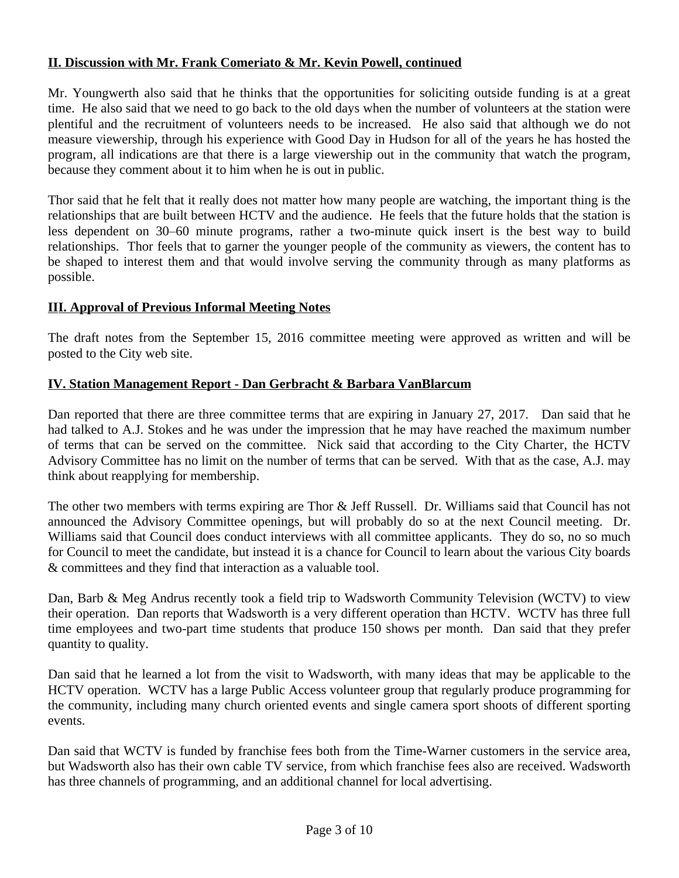## II. Discussion with Mr. Frank Comeriato & Mr. Kevin Powell, continued

Mr. Youngwerth also said that he thinks that the opportunities for soliciting outside funding is at a great time. He also said that we need to go back to the old days when the number of volunteers at the station were plentiful and the recruitment of volunteers needs to be increased. He also said that although we do not measure viewership, through his experience with Good Day in Hudson for all of the years he has hosted the program, all indications are that there is a large viewership out in the community that watch the program, because they comment about it to him when he is out in public.

Thor said that he felt that it really does not matter how many people are watching, the important thing is the relationships that are built between HCTV and the audience. He feels that the future holds that the station is less dependent on 30–60 minute programs, rather a two-minute quick insert is the best way to build relationships. Thor feels that to garner the younger people of the community as viewers, the content has to be shaped to interest them and that would involve serving the community through as many platforms as possible.

## III. Approval of Previous Informal Meeting Notes

The draft notes from the September 15, 2016 committee meeting were approved as written and will be posted to the City web site.

## IV. Station Management Report - Dan Gerbracht & Barbara VanBlarcum

Dan reported that there are three committee terms that are expiring in January 27, 2017. Dan said that he had talked to A.J. Stokes and he was under the impression that he may have reached the maximum number of terms that can be served on the committee. Nick said that according to the City Charter, the HCTV Advisory Committee has no limit on the number of terms that can be served. With that as the case, A.J. may think about reapplying for membership.

The other two members with terms expiring are Thor & Jeff Russell. Dr. Williams said that Council has not announced the Advisory Committee openings, but will probably do so at the next Council meeting. Dr. Williams said that Council does conduct interviews with all committee applicants. They do so, no so much for Council to meet the candidate, but instead it is a chance for Council to learn about the various City boards & committees and they find that interaction as a valuable tool.

Dan, Barb & Meg Andrus recently took a field trip to Wadsworth Community Television (WCTV) to view their operation. Dan reports that Wadsworth is a very different operation than HCTV. WCTV has three full time employees and two-part time students that produce 150 shows per month. Dan said that they prefer quantity to quality.

Dan said that he learned a lot from the visit to Wadsworth, with many ideas that may be applicable to the HCTV operation. WCTV has a large Public Access volunteer group that regularly produce programming for the community, including many church oriented events and single camera sport shoots of different sporting events.

Dan said that WCTV is funded by franchise fees both from the Time-Warner customers in the service area, but Wadsworth also has their own cable TV service, from which franchise fees also are received. Wadsworth has three channels of programming, and an additional channel for local advertising.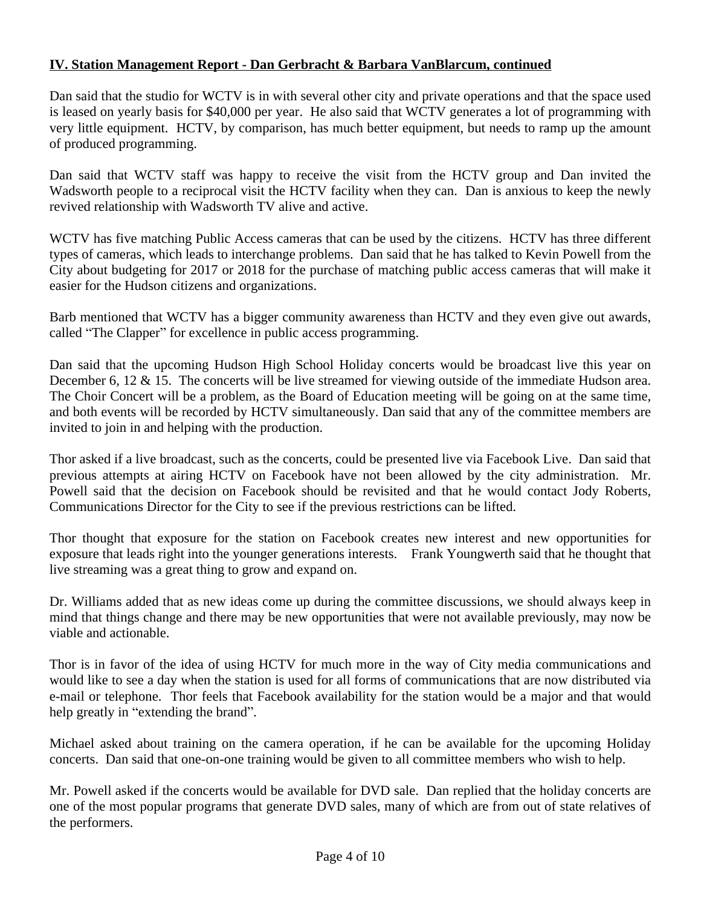**IV. Station Management Report - Dan Gerbracht & Barbara VanBlarcum, continued**

Dan said that the studio for WCTV is in with several other city and private operations and that the space used is leased on yearly basis for $40,000 per year. He also said that WCTV generates a lot of programming with very little equipment. HCTV, by comparison, has much better equipment, but needs to ramp up the amount of produced programming.

Dan said that WCTV staff was happy to receive the visit from the HCTV group and Dan invited the Wadsworth people to a reciprocal visit the HCTV facility when they can. Dan is anxious to keep the newly revived relationship with Wadsworth TV alive and active.

WCTV has five matching Public Access cameras that can be used by the citizens. HCTV has three different types of cameras, which leads to interchange problems. Dan said that he has talked to Kevin Powell from the City about budgeting for 2017 or 2018 for the purchase of matching public access cameras that will make it easier for the Hudson citizens and organizations.

Barb mentioned that WCTV has a bigger community awareness than HCTV and they even give out awards, called "The Clapper" for excellence in public access programming.

Dan said that the upcoming Hudson High School Holiday concerts would be broadcast live this year on December 6, 12 & 15. The concerts will be live streamed for viewing outside of the immediate Hudson area. The Choir Concert will be a problem, as the Board of Education meeting will be going on at the same time, and both events will be recorded by HCTV simultaneously. Dan said that any of the committee members are invited to join in and helping with the production.

Thor asked if a live broadcast, such as the concerts, could be presented live via Facebook Live. Dan said that previous attempts at airing HCTV on Facebook have not been allowed by the city administration. Mr. Powell said that the decision on Facebook should be revisited and that he would contact Jody Roberts, Communications Director for the City to see if the previous restrictions can be lifted.

Thor thought that exposure for the station on Facebook creates new interest and new opportunities for exposure that leads right into the younger generations interests. Frank Youngwerth said that he thought that live streaming was a great thing to grow and expand on.

Dr. Williams added that as new ideas come up during the committee discussions, we should always keep in mind that things change and there may be new opportunities that were not available previously, may now be viable and actionable.

Thor is in favor of the idea of using HCTV for much more in the way of City media communications and would like to see a day when the station is used for all forms of communications that are now distributed via e-mail or telephone. Thor feels that Facebook availability for the station would be a major and that would help greatly in "extending the brand".

Michael asked about training on the camera operation, if he can be available for the upcoming Holiday concerts. Dan said that one-on-one training would be given to all committee members who wish to help.

Mr. Powell asked if the concerts would be available for DVD sale. Dan replied that the holiday concerts are one of the most popular programs that generate DVD sales, many of which are from out of state relatives of the performers.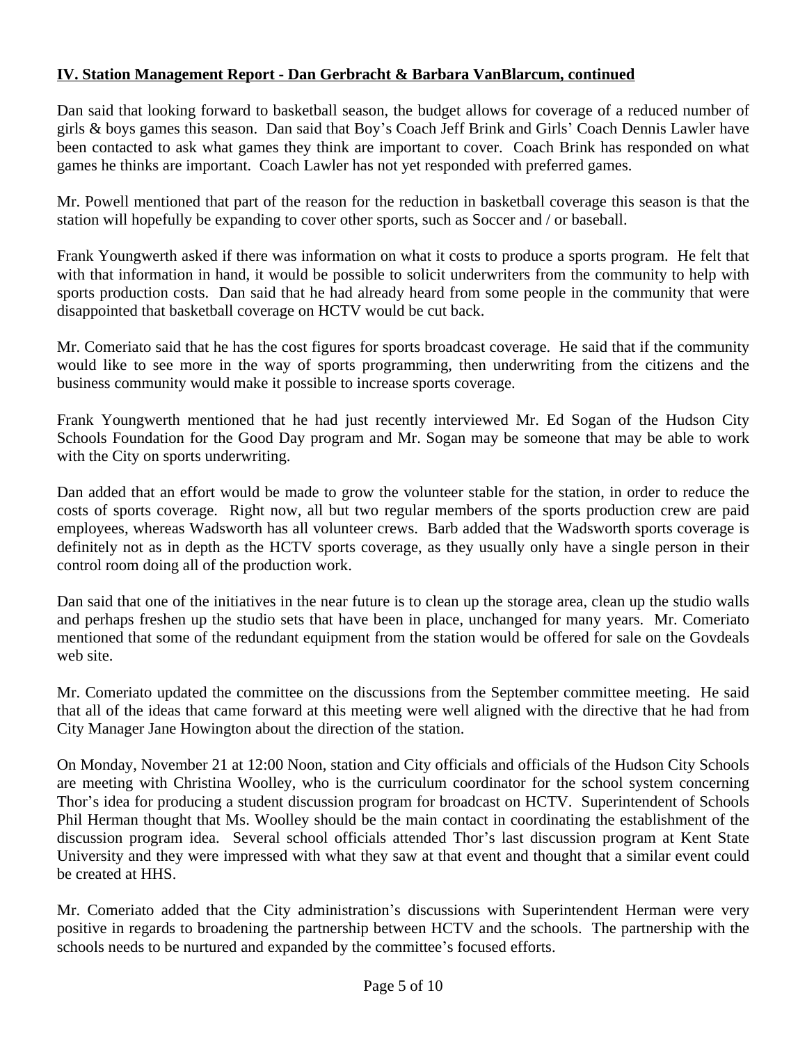**IV. Station Management Report - Dan Gerbracht & Barbara VanBlarcum, continued**

Dan said that looking forward to basketball season, the budget allows for coverage of a reduced number of girls & boys games this season. Dan said that Boy's Coach Jeff Brink and Girls' Coach Dennis Lawler have been contacted to ask what games they think are important to cover. Coach Brink has responded on what games he thinks are important. Coach Lawler has not yet responded with preferred games.

Mr. Powell mentioned that part of the reason for the reduction in basketball coverage this season is that the station will hopefully be expanding to cover other sports, such as Soccer and / or baseball.

Frank Youngwerth asked if there was information on what it costs to produce a sports program. He felt that with that information in hand, it would be possible to solicit underwriters from the community to help with sports production costs. Dan said that he had already heard from some people in the community that were disappointed that basketball coverage on HCTV would be cut back.

Mr. Comeriato said that he has the cost figures for sports broadcast coverage. He said that if the community would like to see more in the way of sports programming, then underwriting from the citizens and the business community would make it possible to increase sports coverage.

Frank Youngwerth mentioned that he had just recently interviewed Mr. Ed Sogan of the Hudson City Schools Foundation for the Good Day program and Mr. Sogan may be someone that may be able to work with the City on sports underwriting.

Dan added that an effort would be made to grow the volunteer stable for the station, in order to reduce the costs of sports coverage. Right now, all but two regular members of the sports production crew are paid employees, whereas Wadsworth has all volunteer crews. Barb added that the Wadsworth sports coverage is definitely not as in depth as the HCTV sports coverage, as they usually only have a single person in their control room doing all of the production work.

Dan said that one of the initiatives in the near future is to clean up the storage area, clean up the studio walls and perhaps freshen up the studio sets that have been in place, unchanged for many years. Mr. Comeriato mentioned that some of the redundant equipment from the station would be offered for sale on the Govdeals web site.

Mr. Comeriato updated the committee on the discussions from the September committee meeting. He said that all of the ideas that came forward at this meeting were well aligned with the directive that he had from City Manager Jane Howington about the direction of the station.

On Monday, November 21 at 12:00 Noon, station and City officials and officials of the Hudson City Schools are meeting with Christina Woolley, who is the curriculum coordinator for the school system concerning Thor's idea for producing a student discussion program for broadcast on HCTV. Superintendent of Schools Phil Herman thought that Ms. Woolley should be the main contact in coordinating the establishment of the discussion program idea. Several school officials attended Thor's last discussion program at Kent State University and they were impressed with what they saw at that event and thought that a similar event could be created at HHS.

Mr. Comeriato added that the City administration's discussions with Superintendent Herman were very positive in regards to broadening the partnership between HCTV and the schools. The partnership with the schools needs to be nurtured and expanded by the committee's focused efforts.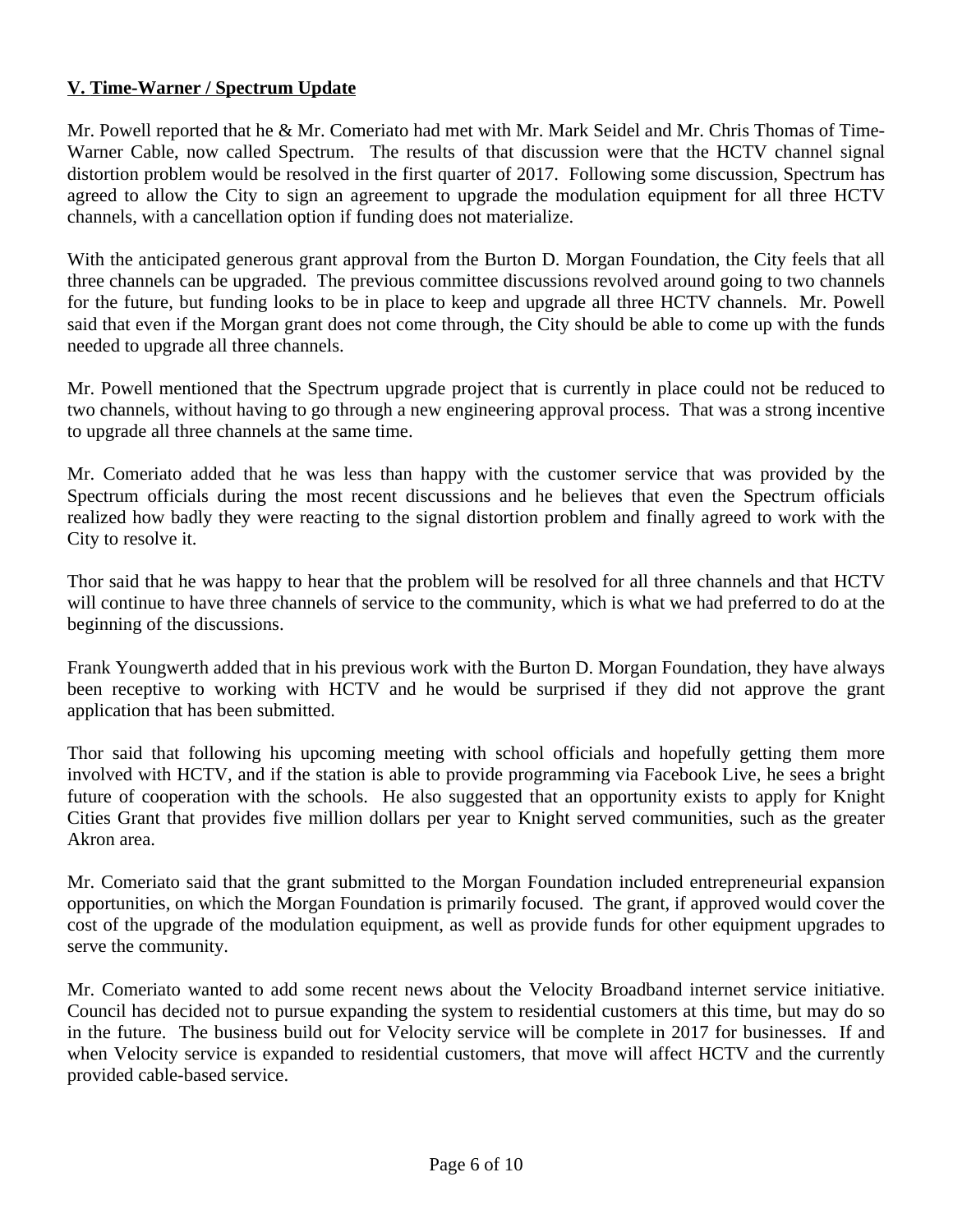**V. Time-Warner / Spectrum Update**

Mr. Powell reported that he & Mr. Comeriato had met with Mr. Mark Seidel and Mr. Chris Thomas of Time-Warner Cable, now called Spectrum. The results of that discussion were that the HCTV channel signal distortion problem would be resolved in the first quarter of 2017. Following some discussion, Spectrum has agreed to allow the City to sign an agreement to upgrade the modulation equipment for all three HCTV channels, with a cancellation option if funding does not materialize.

With the anticipated generous grant approval from the Burton D. Morgan Foundation, the City feels that all three channels can be upgraded. The previous committee discussions revolved around going to two channels for the future, but funding looks to be in place to keep and upgrade all three HCTV channels. Mr. Powell said that even if the Morgan grant does not come through, the City should be able to come up with the funds needed to upgrade all three channels.

Mr. Powell mentioned that the Spectrum upgrade project that is currently in place could not be reduced to two channels, without having to go through a new engineering approval process. That was a strong incentive to upgrade all three channels at the same time.

Mr. Comeriato added that he was less than happy with the customer service that was provided by the Spectrum officials during the most recent discussions and he believes that even the Spectrum officials realized how badly they were reacting to the signal distortion problem and finally agreed to work with the City to resolve it.

Thor said that he was happy to hear that the problem will be resolved for all three channels and that HCTV will continue to have three channels of service to the community, which is what we had preferred to do at the beginning of the discussions.

Frank Youngwerth added that in his previous work with the Burton D. Morgan Foundation, they have always been receptive to working with HCTV and he would be surprised if they did not approve the grant application that has been submitted.

Thor said that following his upcoming meeting with school officials and hopefully getting them more involved with HCTV, and if the station is able to provide programming via Facebook Live, he sees a bright future of cooperation with the schools. He also suggested that an opportunity exists to apply for Knight Cities Grant that provides five million dollars per year to Knight served communities, such as the greater Akron area.

Mr. Comeriato said that the grant submitted to the Morgan Foundation included entrepreneurial expansion opportunities, on which the Morgan Foundation is primarily focused. The grant, if approved would cover the cost of the upgrade of the modulation equipment, as well as provide funds for other equipment upgrades to serve the community.

Mr. Comeriato wanted to add some recent news about the Velocity Broadband internet service initiative. Council has decided not to pursue expanding the system to residential customers at this time, but may do so in the future. The business build out for Velocity service will be complete in 2017 for businesses. If and when Velocity service is expanded to residential customers, that move will affect HCTV and the currently provided cable-based service.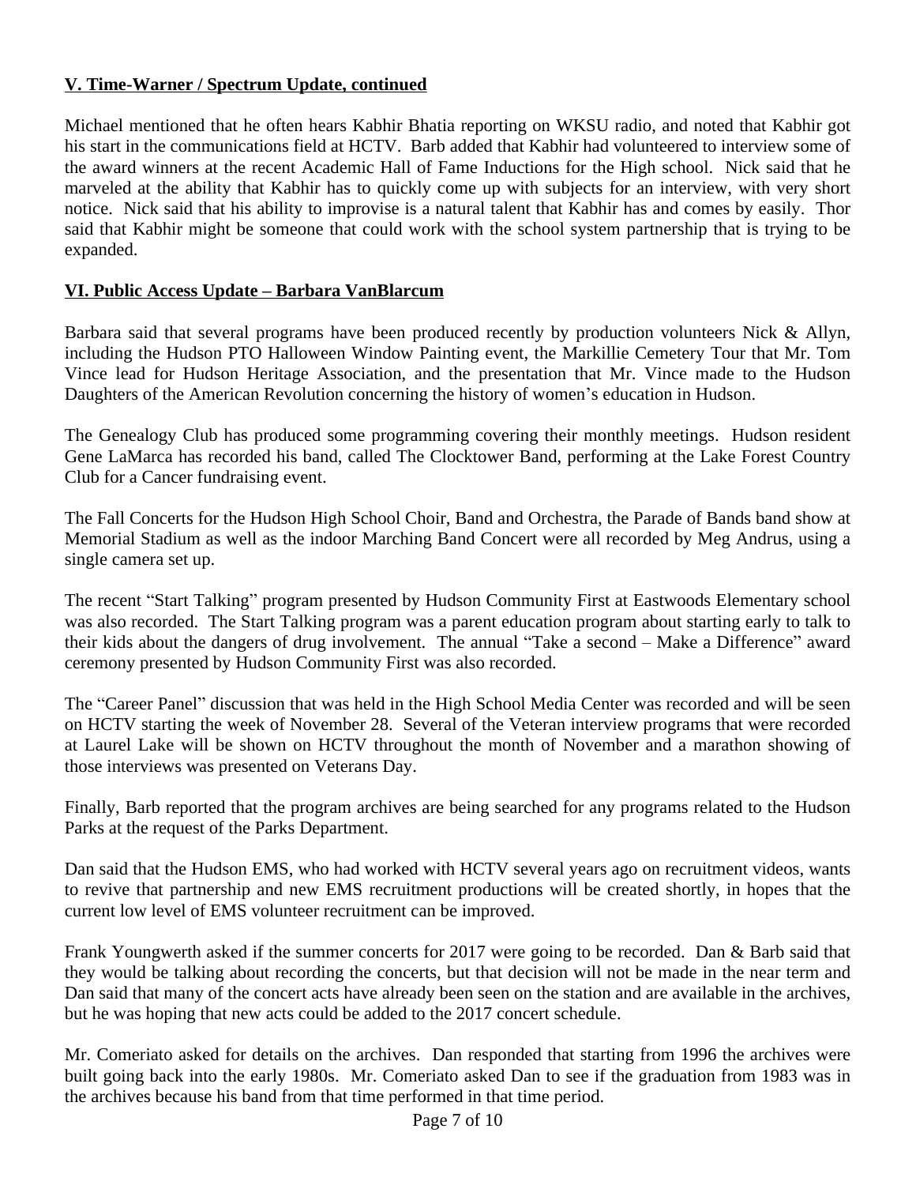**V. Time-Warner / Spectrum Update, continued**

Michael mentioned that he often hears Kabhir Bhatia reporting on WKSU radio, and noted that Kabhir got his start in the communications field at HCTV. Barb added that Kabhir had volunteered to interview some of the award winners at the recent Academic Hall of Fame Inductions for the High school. Nick said that he marveled at the ability that Kabhir has to quickly come up with subjects for an interview, with very short notice. Nick said that his ability to improvise is a natural talent that Kabhir has and comes by easily. Thor said that Kabhir might be someone that could work with the school system partnership that is trying to be expanded.

**VI. Public Access Update – Barbara VanBlarcum**

Barbara said that several programs have been produced recently by production volunteers Nick & Allyn, including the Hudson PTO Halloween Window Painting event, the Markillie Cemetery Tour that Mr. Tom Vince lead for Hudson Heritage Association, and the presentation that Mr. Vince made to the Hudson Daughters of the American Revolution concerning the history of women's education in Hudson.

The Genealogy Club has produced some programming covering their monthly meetings. Hudson resident Gene LaMarca has recorded his band, called The Clocktower Band, performing at the Lake Forest Country Club for a Cancer fundraising event.

The Fall Concerts for the Hudson High School Choir, Band and Orchestra, the Parade of Bands band show at Memorial Stadium as well as the indoor Marching Band Concert were all recorded by Meg Andrus, using a single camera set up.

The recent "Start Talking" program presented by Hudson Community First at Eastwoods Elementary school was also recorded. The Start Talking program was a parent education program about starting early to talk to their kids about the dangers of drug involvement. The annual "Take a second – Make a Difference" award ceremony presented by Hudson Community First was also recorded.

The "Career Panel" discussion that was held in the High School Media Center was recorded and will be seen on HCTV starting the week of November 28. Several of the Veteran interview programs that were recorded at Laurel Lake will be shown on HCTV throughout the month of November and a marathon showing of those interviews was presented on Veterans Day.

Finally, Barb reported that the program archives are being searched for any programs related to the Hudson Parks at the request of the Parks Department.

Dan said that the Hudson EMS, who had worked with HCTV several years ago on recruitment videos, wants to revive that partnership and new EMS recruitment productions will be created shortly, in hopes that the current low level of EMS volunteer recruitment can be improved.

Frank Youngwerth asked if the summer concerts for 2017 were going to be recorded. Dan & Barb said that they would be talking about recording the concerts, but that decision will not be made in the near term and Dan said that many of the concert acts have already been seen on the station and are available in the archives, but he was hoping that new acts could be added to the 2017 concert schedule.

Mr. Comeriato asked for details on the archives. Dan responded that starting from 1996 the archives were built going back into the early 1980s. Mr. Comeriato asked Dan to see if the graduation from 1983 was in the archives because his band from that time performed in that time period.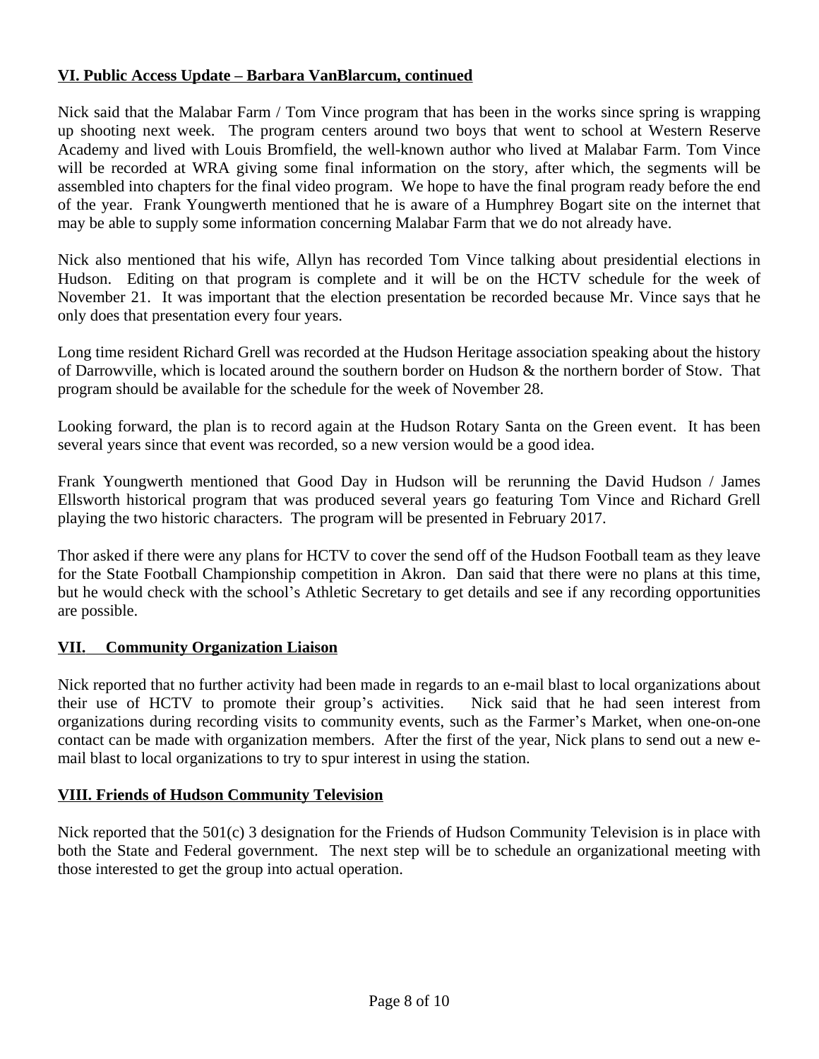## VI. Public Access Update – Barbara VanBlarcum, continued

Nick said that the Malabar Farm / Tom Vince program that has been in the works since spring is wrapping up shooting next week. The program centers around two boys that went to school at Western Reserve Academy and lived with Louis Bromfield, the well-known author who lived at Malabar Farm. Tom Vince will be recorded at WRA giving some final information on the story, after which, the segments will be assembled into chapters for the final video program. We hope to have the final program ready before the end of the year. Frank Youngwerth mentioned that he is aware of a Humphrey Bogart site on the internet that may be able to supply some information concerning Malabar Farm that we do not already have.

Nick also mentioned that his wife, Allyn has recorded Tom Vince talking about presidential elections in Hudson. Editing on that program is complete and it will be on the HCTV schedule for the week of November 21. It was important that the election presentation be recorded because Mr. Vince says that he only does that presentation every four years.

Long time resident Richard Grell was recorded at the Hudson Heritage association speaking about the history of Darrowville, which is located around the southern border on Hudson & the northern border of Stow. That program should be available for the schedule for the week of November 28.

Looking forward, the plan is to record again at the Hudson Rotary Santa on the Green event. It has been several years since that event was recorded, so a new version would be a good idea.

Frank Youngwerth mentioned that Good Day in Hudson will be rerunning the David Hudson / James Ellsworth historical program that was produced several years go featuring Tom Vince and Richard Grell playing the two historic characters. The program will be presented in February 2017.

Thor asked if there were any plans for HCTV to cover the send off of the Hudson Football team as they leave for the State Football Championship competition in Akron. Dan said that there were no plans at this time, but he would check with the school's Athletic Secretary to get details and see if any recording opportunities are possible.

## VII. Community Organization Liaison

Nick reported that no further activity had been made in regards to an e-mail blast to local organizations about their use of HCTV to promote their group's activities. Nick said that he had seen interest from organizations during recording visits to community events, such as the Farmer's Market, when one-on-one contact can be made with organization members. After the first of the year, Nick plans to send out a new e-mail blast to local organizations to try to spur interest in using the station.

## VIII. Friends of Hudson Community Television

Nick reported that the 501(c) 3 designation for the Friends of Hudson Community Television is in place with both the State and Federal government. The next step will be to schedule an organizational meeting with those interested to get the group into actual operation.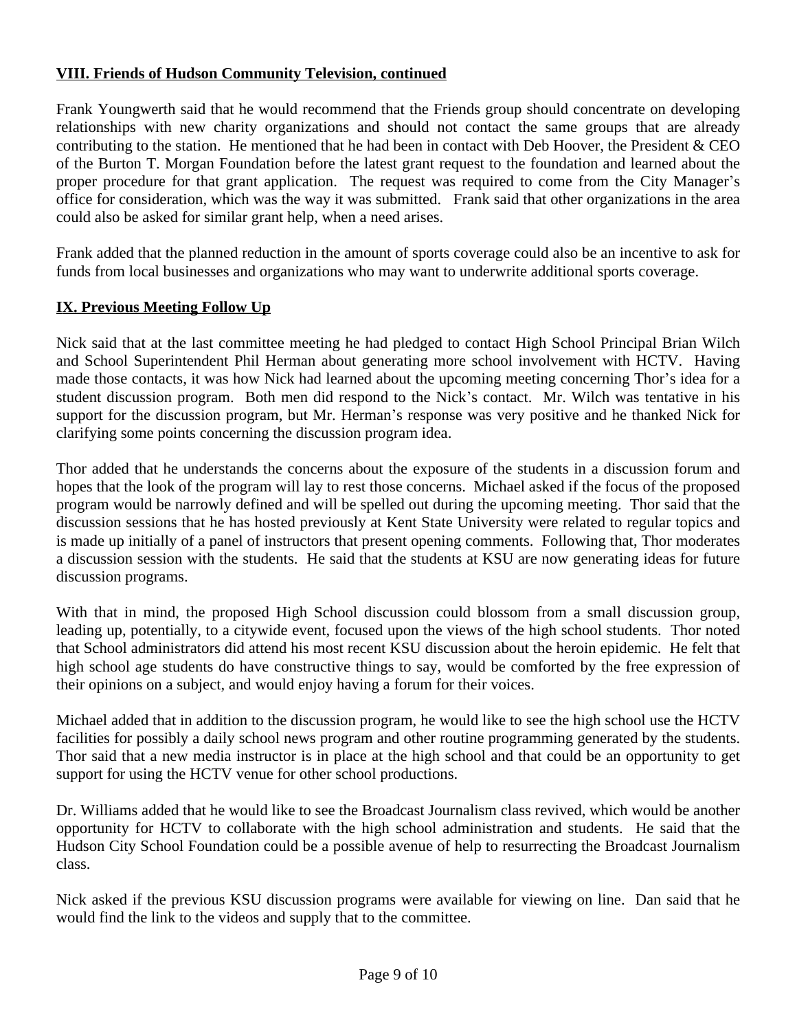## VIII. Friends of Hudson Community Television, continued

Frank Youngwerth said that he would recommend that the Friends group should concentrate on developing relationships with new charity organizations and should not contact the same groups that are already contributing to the station. He mentioned that he had been in contact with Deb Hoover, the President & CEO of the Burton T. Morgan Foundation before the latest grant request to the foundation and learned about the proper procedure for that grant application. The request was required to come from the City Manager's office for consideration, which was the way it was submitted. Frank said that other organizations in the area could also be asked for similar grant help, when a need arises.

Frank added that the planned reduction in the amount of sports coverage could also be an incentive to ask for funds from local businesses and organizations who may want to underwrite additional sports coverage.

## IX. Previous Meeting Follow Up

Nick said that at the last committee meeting he had pledged to contact High School Principal Brian Wilch and School Superintendent Phil Herman about generating more school involvement with HCTV. Having made those contacts, it was how Nick had learned about the upcoming meeting concerning Thor's idea for a student discussion program. Both men did respond to the Nick's contact. Mr. Wilch was tentative in his support for the discussion program, but Mr. Herman's response was very positive and he thanked Nick for clarifying some points concerning the discussion program idea.

Thor added that he understands the concerns about the exposure of the students in a discussion forum and hopes that the look of the program will lay to rest those concerns. Michael asked if the focus of the proposed program would be narrowly defined and will be spelled out during the upcoming meeting. Thor said that the discussion sessions that he has hosted previously at Kent State University were related to regular topics and is made up initially of a panel of instructors that present opening comments. Following that, Thor moderates a discussion session with the students. He said that the students at KSU are now generating ideas for future discussion programs.

With that in mind, the proposed High School discussion could blossom from a small discussion group, leading up, potentially, to a citywide event, focused upon the views of the high school students. Thor noted that School administrators did attend his most recent KSU discussion about the heroin epidemic. He felt that high school age students do have constructive things to say, would be comforted by the free expression of their opinions on a subject, and would enjoy having a forum for their voices.

Michael added that in addition to the discussion program, he would like to see the high school use the HCTV facilities for possibly a daily school news program and other routine programming generated by the students. Thor said that a new media instructor is in place at the high school and that could be an opportunity to get support for using the HCTV venue for other school productions.

Dr. Williams added that he would like to see the Broadcast Journalism class revived, which would be another opportunity for HCTV to collaborate with the high school administration and students. He said that the Hudson City School Foundation could be a possible avenue of help to resurrecting the Broadcast Journalism class.

Nick asked if the previous KSU discussion programs were available for viewing on line. Dan said that he would find the link to the videos and supply that to the committee.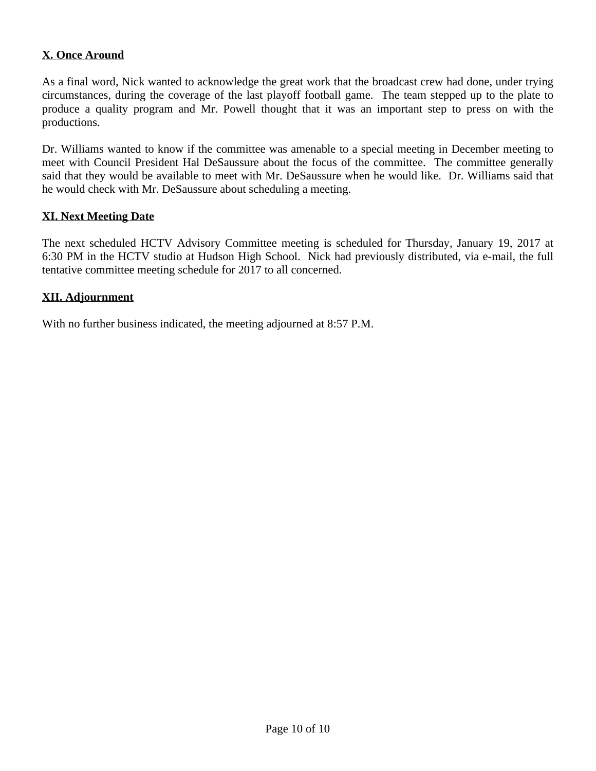**X. Once Around**

As a final word, Nick wanted to acknowledge the great work that the broadcast crew had done, under trying circumstances, during the coverage of the last playoff football game. The team stepped up to the plate to produce a quality program and Mr. Powell thought that it was an important step to press on with the productions.

Dr. Williams wanted to know if the committee was amenable to a special meeting in December meeting to meet with Council President Hal DeSaussure about the focus of the committee. The committee generally said that they would be available to meet with Mr. DeSaussure when he would like. Dr. Williams said that he would check with Mr. DeSaussure about scheduling a meeting.

**XI. Next Meeting Date**

The next scheduled HCTV Advisory Committee meeting is scheduled for Thursday, January 19, 2017 at 6:30 PM in the HCTV studio at Hudson High School. Nick had previously distributed, via e-mail, the full tentative committee meeting schedule for 2017 to all concerned.

**XII. Adjournment**

With no further business indicated, the meeting adjourned at 8:57 P.M.